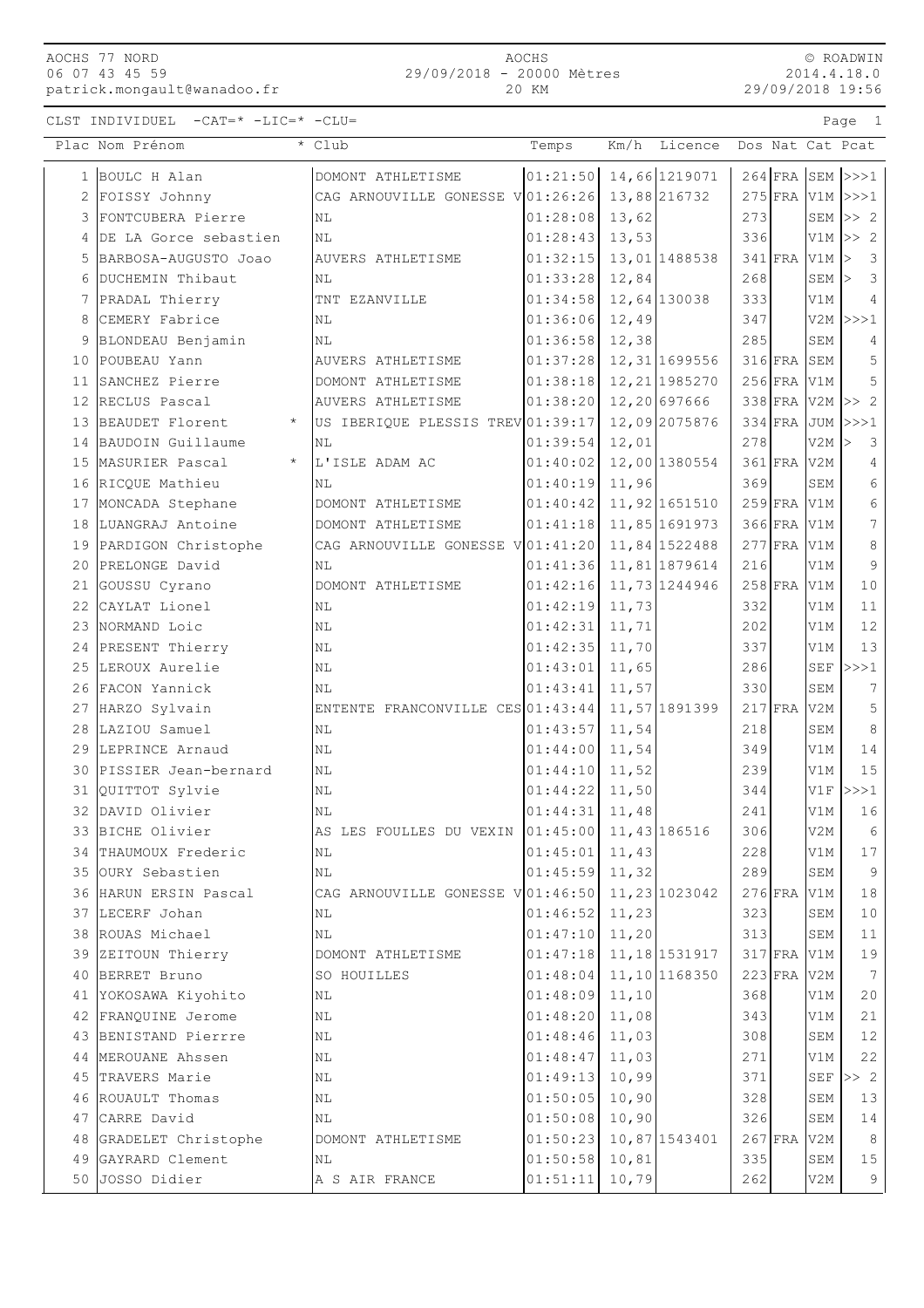AOCHS 77 NORD
06 07 43 45 59
patrick.mongault@wanadoo.fr

AOCHS
29/09/2018 - 20000 Mètres
20 KM

© ROADWIN
2014.4.18.0
29/09/2018 19:56

CLST INDIVIDUEL -CAT=* -LIC=* -CLU=

| Plac | Nom Prénom | * | Club | Temps | Km/h | Licence | Dos | Nat | Cat | Pcat |
|---|---|---|---|---|---|---|---|---|---|---|
| 1 | BOULC H Alan | | DOMONT ATHLETISME | 01:21:50 | 14,66 | 1219071 | 264 | FRA | SEM | >>>1 |
| 2 | FOISSY Johnny | | CAG ARNOUVILLE GONESSE V | 01:26:26 | 13,88 | 216732 | 275 | FRA | V1M | >>>1 |
| 3 | FONTCUBERA Pierre | | NL | 01:28:08 | 13,62 | | 273 | | SEM | >> 2 |
| 4 | DE LA Gorce sebastien | | NL | 01:28:43 | 13,53 | | 336 | | V1M | >> 2 |
| 5 | BARBOSA-AUGUSTO Joao | | AUVERS ATHLETISME | 01:32:15 | 13,01 | 1488538 | 341 | FRA | V1M | > 3 |
| 6 | DUCHEMIN Thibaut | | NL | 01:33:28 | 12,84 | | 268 | | SEM | > 3 |
| 7 | PRADAL Thierry | | TNT EZANVILLE | 01:34:58 | 12,64 | 130038 | 333 | | V1M | 4 |
| 8 | CEMERY Fabrice | | NL | 01:36:06 | 12,49 | | 347 | | V2M | >>>1 |
| 9 | BLONDEAU Benjamin | | NL | 01:36:58 | 12,38 | | 285 | | SEM | 4 |
| 10 | POUBEAU Yann | | AUVERS ATHLETISME | 01:37:28 | 12,31 | 1699556 | 316 | FRA | SEM | 5 |
| 11 | SANCHEZ Pierre | | DOMONT ATHLETISME | 01:38:18 | 12,21 | 1985270 | 256 | FRA | V1M | 5 |
| 12 | RECLUS Pascal | | AUVERS ATHLETISME | 01:38:20 | 12,20 | 697666 | 338 | FRA | V2M | >> 2 |
| 13 | BEAUDET Florent | * | US IBERIQUE PLESSIS TREV | 01:39:17 | 12,09 | 2075876 | 334 | FRA | JUM | >>>1 |
| 14 | BAUDOIN Guillaume | | NL | 01:39:54 | 12,01 | | 278 | | V2M | > 3 |
| 15 | MASURIER Pascal | * | L'ISLE ADAM AC | 01:40:02 | 12,00 | 1380554 | 361 | FRA | V2M | 4 |
| 16 | RICQUE Mathieu | | NL | 01:40:19 | 11,96 | | 369 | | SEM | 6 |
| 17 | MONCADA Stephane | | DOMONT ATHLETISME | 01:40:42 | 11,92 | 1651510 | 259 | FRA | V1M | 6 |
| 18 | LUANGRAJ Antoine | | DOMONT ATHLETISME | 01:41:18 | 11,85 | 1691973 | 366 | FRA | V1M | 7 |
| 19 | PARDIGON Christophe | | CAG ARNOUVILLE GONESSE V | 01:41:20 | 11,84 | 1522488 | 277 | FRA | V1M | 8 |
| 20 | PRELONGE David | | NL | 01:41:36 | 11,81 | 1879614 | 216 | | V1M | 9 |
| 21 | GOUSSU Cyrano | | DOMONT ATHLETISME | 01:42:16 | 11,73 | 1244946 | 258 | FRA | V1M | 10 |
| 22 | CAYLAT Lionel | | NL | 01:42:19 | 11,73 | | 332 | | V1M | 11 |
| 23 | NORMAND Loic | | NL | 01:42:31 | 11,71 | | 202 | | V1M | 12 |
| 24 | PRESENT Thierry | | NL | 01:42:35 | 11,70 | | 337 | | V1M | 13 |
| 25 | LEROUX Aurelie | | NL | 01:43:01 | 11,65 | | 286 | | SEF | >>>1 |
| 26 | FACON Yannick | | NL | 01:43:41 | 11,57 | | 330 | | SEM | 7 |
| 27 | HARZO Sylvain | | ENTENTE FRANCONVILLE CES | 01:43:44 | 11,57 | 1891399 | 217 | FRA | V2M | 5 |
| 28 | LAZIOU Samuel | | NL | 01:43:57 | 11,54 | | 218 | | SEM | 8 |
| 29 | LEPRINCE Arnaud | | NL | 01:44:00 | 11,54 | | 349 | | V1M | 14 |
| 30 | PISSIER Jean-bernard | | NL | 01:44:10 | 11,52 | | 239 | | V1M | 15 |
| 31 | QUITTOT Sylvie | | NL | 01:44:22 | 11,50 | | 344 | | V1F | >>>1 |
| 32 | DAVID Olivier | | NL | 01:44:31 | 11,48 | | 241 | | V1M | 16 |
| 33 | BICHE Olivier | | AS LES FOULLES DU VEXIN | 01:45:00 | 11,43 | 186516 | 306 | | V2M | 6 |
| 34 | THAUMOUX Frederic | | NL | 01:45:01 | 11,43 | | 228 | | V1M | 17 |
| 35 | OURY Sebastien | | NL | 01:45:59 | 11,32 | | 289 | | SEM | 9 |
| 36 | HARUN ERSIN Pascal | | CAG ARNOUVILLE GONESSE V | 01:46:50 | 11,23 | 1023042 | 276 | FRA | V1M | 18 |
| 37 | LECERF Johan | | NL | 01:46:52 | 11,23 | | 323 | | SEM | 10 |
| 38 | ROUAS Michael | | NL | 01:47:10 | 11,20 | | 313 | | SEM | 11 |
| 39 | ZEITOUN Thierry | | DOMONT ATHLETISME | 01:47:18 | 11,18 | 1531917 | 317 | FRA | V1M | 19 |
| 40 | BERRET Bruno | | SO HOUILLES | 01:48:04 | 11,10 | 1168350 | 223 | FRA | V2M | 7 |
| 41 | YOKOSAWA Kiyohito | | NL | 01:48:09 | 11,10 | | 368 | | V1M | 20 |
| 42 | FRANQUINE Jerome | | NL | 01:48:20 | 11,08 | | 343 | | V1M | 21 |
| 43 | BENISTAND Pierrre | | NL | 01:48:46 | 11,03 | | 308 | | SEM | 12 |
| 44 | MEROUANE Ahssen | | NL | 01:48:47 | 11,03 | | 271 | | V1M | 22 |
| 45 | TRAVERS Marie | | NL | 01:49:13 | 10,99 | | 371 | | SEF | >> 2 |
| 46 | ROUAULT Thomas | | NL | 01:50:05 | 10,90 | | 328 | | SEM | 13 |
| 47 | CARRE David | | NL | 01:50:08 | 10,90 | | 326 | | SEM | 14 |
| 48 | GRADELET Christophe | | DOMONT ATHLETISME | 01:50:23 | 10,87 | 1543401 | 267 | FRA | V2M | 8 |
| 49 | GAYRARD Clement | | NL | 01:50:58 | 10,81 | | 335 | | SEM | 15 |
| 50 | JOSSO Didier | | A S AIR FRANCE | 01:51:11 | 10,79 | | 262 | | V2M | 9 |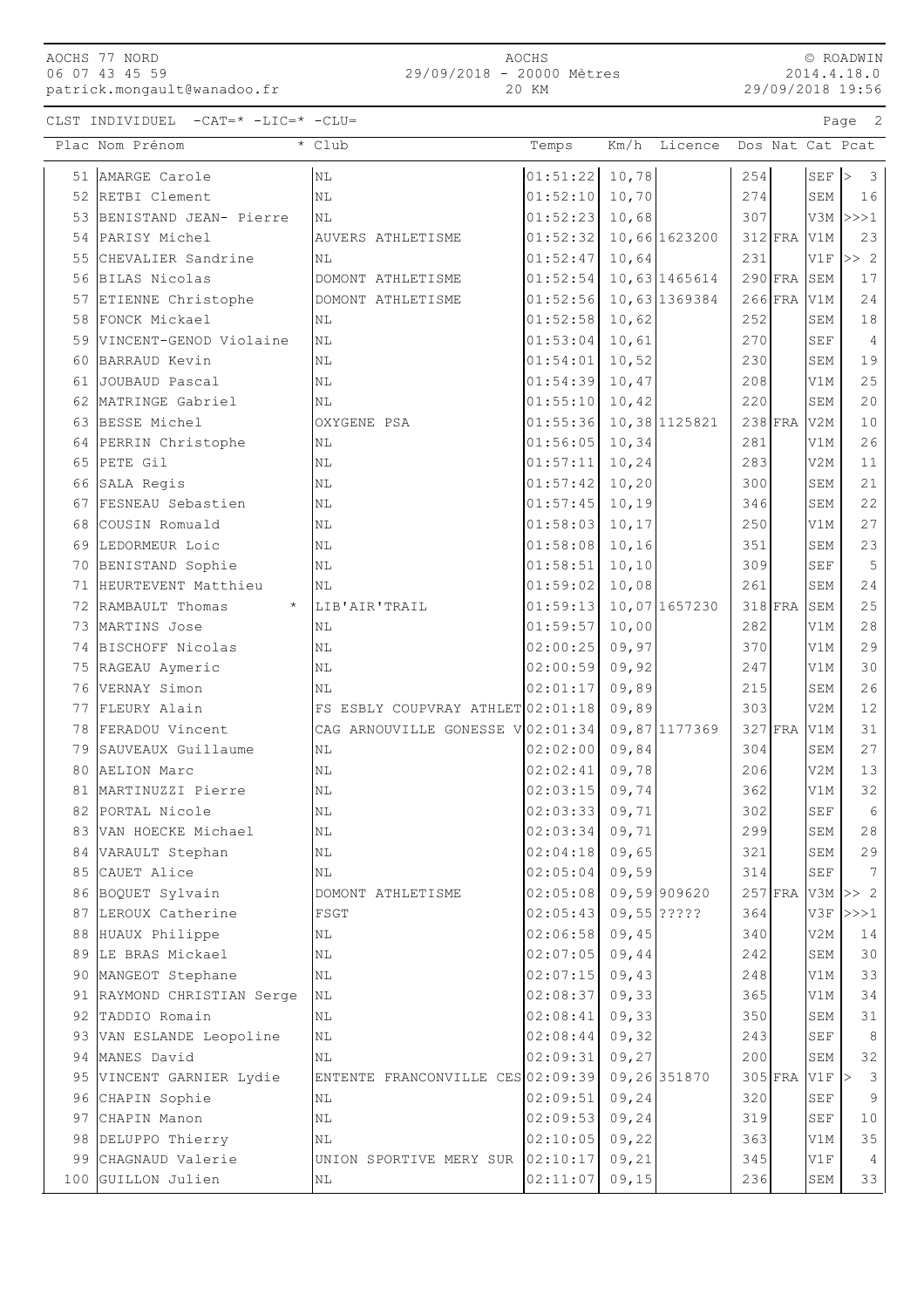CLST INDIVIDUEL -CAT=* -LIC=* -CLU=

| Plac | Nom Prénom | * | Club | Temps | Km/h | Licence | Dos | Nat | Cat | Pcat |
|---|---|---|---|---|---|---|---|---|---|---|
| 51 | AMARGE Carole | | NL | 01:51:22 | 10,78 | | 254 | | SEF | > 3 |
| 52 | RETBI Clement | | NL | 01:52:10 | 10,70 | | 274 | | SEM | 16 |
| 53 | BENISTAND JEAN- Pierre | | NL | 01:52:23 | 10,68 | | 307 | | V3M | >>>1 |
| 54 | PARISY Michel | | AUVERS ATHLETISME | 01:52:32 | 10,66 | 1623200 | 312 | FRA | V1M | 23 |
| 55 | CHEVALIER Sandrine | | NL | 01:52:47 | 10,64 | | 231 | | V1F | >> 2 |
| 56 | BILAS Nicolas | | DOMONT ATHLETISME | 01:52:54 | 10,63 | 1465614 | 290 | FRA | SEM | 17 |
| 57 | ETIENNE Christophe | | DOMONT ATHLETISME | 01:52:56 | 10,63 | 1369384 | 266 | FRA | V1M | 24 |
| 58 | FONCK Mickael | | NL | 01:52:58 | 10,62 | | 252 | | SEM | 18 |
| 59 | VINCENT-GENOD Violaine | | NL | 01:53:04 | 10,61 | | 270 | | SEF | 4 |
| 60 | BARRAUD Kevin | | NL | 01:54:01 | 10,52 | | 230 | | SEM | 19 |
| 61 | JOUBAUD Pascal | | NL | 01:54:39 | 10,47 | | 208 | | V1M | 25 |
| 62 | MATRINGE Gabriel | | NL | 01:55:10 | 10,42 | | 220 | | SEM | 20 |
| 63 | BESSE Michel | | OXYGENE PSA | 01:55:36 | 10,38 | 1125821 | 238 | FRA | V2M | 10 |
| 64 | PERRIN Christophe | | NL | 01:56:05 | 10,34 | | 281 | | V1M | 26 |
| 65 | PETE Gil | | NL | 01:57:11 | 10,24 | | 283 | | V2M | 11 |
| 66 | SALA Regis | | NL | 01:57:42 | 10,20 | | 300 | | SEM | 21 |
| 67 | FESNEAU Sebastien | | NL | 01:57:45 | 10,19 | | 346 | | SEM | 22 |
| 68 | COUSIN Romuald | | NL | 01:58:03 | 10,17 | | 250 | | V1M | 27 |
| 69 | LEDORMEUR Loic | | NL | 01:58:08 | 10,16 | | 351 | | SEM | 23 |
| 70 | BENISTAND Sophie | | NL | 01:58:51 | 10,10 | | 309 | | SEF | 5 |
| 71 | HEURTEVENT Matthieu | | NL | 01:59:02 | 10,08 | | 261 | | SEM | 24 |
| 72 | RAMBAULT Thomas | * | LIB'AIR'TRAIL | 01:59:13 | 10,07 | 1657230 | 318 | FRA | SEM | 25 |
| 73 | MARTINS Jose | | NL | 01:59:57 | 10,00 | | 282 | | V1M | 28 |
| 74 | BISCHOFF Nicolas | | NL | 02:00:25 | 09,97 | | 370 | | V1M | 29 |
| 75 | RAGEAU Aymeric | | NL | 02:00:59 | 09,92 | | 247 | | V1M | 30 |
| 76 | VERNAY Simon | | NL | 02:01:17 | 09,89 | | 215 | | SEM | 26 |
| 77 | FLEURY Alain | | FS ESBLY COUPVRAY ATHLET | 02:01:18 | 09,89 | | 303 | | V2M | 12 |
| 78 | FERADOU Vincent | | CAG ARNOUVILLE GONESSE V | 02:01:34 | 09,87 | 1177369 | 327 | FRA | V1M | 31 |
| 79 | SAUVEAUX Guillaume | | NL | 02:02:00 | 09,84 | | 304 | | SEM | 27 |
| 80 | AELION Marc | | NL | 02:02:41 | 09,78 | | 206 | | V2M | 13 |
| 81 | MARTINUZZI Pierre | | NL | 02:03:15 | 09,74 | | 362 | | V1M | 32 |
| 82 | PORTAL Nicole | | NL | 02:03:33 | 09,71 | | 302 | | SEF | 6 |
| 83 | VAN HOECKE Michael | | NL | 02:03:34 | 09,71 | | 299 | | SEM | 28 |
| 84 | VARAULT Stephan | | NL | 02:04:18 | 09,65 | | 321 | | SEM | 29 |
| 85 | CAUET Alice | | NL | 02:05:04 | 09,59 | | 314 | | SEF | 7 |
| 86 | BOQUET Sylvain | | DOMONT ATHLETISME | 02:05:08 | 09,59 | 909620 | 257 | FRA | V3M | >> 2 |
| 87 | LEROUX Catherine | | FSGT | 02:05:43 | 09,55 | ????? | 364 | | V3F | >>>1 |
| 88 | HUAUX Philippe | | NL | 02:06:58 | 09,45 | | 340 | | V2M | 14 |
| 89 | LE BRAS Mickael | | NL | 02:07:05 | 09,44 | | 242 | | SEM | 30 |
| 90 | MANGEOT Stephane | | NL | 02:07:15 | 09,43 | | 248 | | V1M | 33 |
| 91 | RAYMOND CHRISTIAN Serge | | NL | 02:08:37 | 09,33 | | 365 | | V1M | 34 |
| 92 | TADDIO Romain | | NL | 02:08:41 | 09,33 | | 350 | | SEM | 31 |
| 93 | VAN ESLANDE Leopoline | | NL | 02:08:44 | 09,32 | | 243 | | SEF | 8 |
| 94 | MANES David | | NL | 02:09:31 | 09,27 | | 200 | | SEM | 32 |
| 95 | VINCENT GARNIER Lydie | | ENTENTE FRANCONVILLE CES | 02:09:39 | 09,26 | 351870 | 305 | FRA | V1F | > 3 |
| 96 | CHAPIN Sophie | | NL | 02:09:51 | 09,24 | | 320 | | SEF | 9 |
| 97 | CHAPIN Manon | | NL | 02:09:53 | 09,24 | | 319 | | SEF | 10 |
| 98 | DELUPPO Thierry | | NL | 02:10:05 | 09,22 | | 363 | | V1M | 35 |
| 99 | CHAGNAUD Valerie | | UNION SPORTIVE MERY SUR | 02:10:17 | 09,21 | | 345 | | V1F | 4 |
| 100 | GUILLON Julien | | NL | 02:11:07 | 09,15 | | 236 | | SEM | 33 |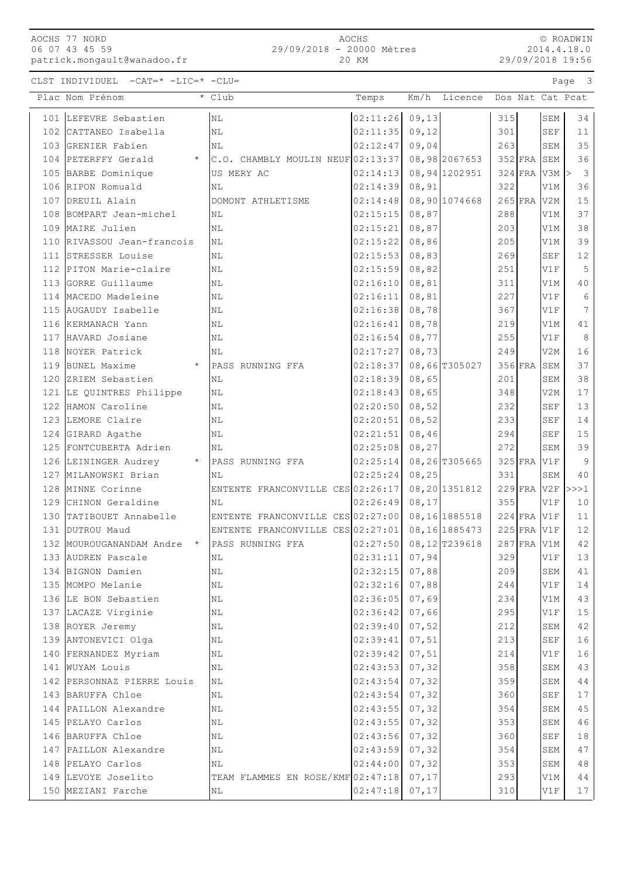CLST INDIVIDUEL -CAT=* -LIC=* -CLU=

| Plac | Nom Prénom | * | Club | Temps | Km/h | Licence | Dos | Nat | Cat | Pcat |
|---|---|---|---|---|---|---|---|---|---|---|
| 101 | LEFEVRE Sebastien | | NL | 02:11:26 | 09,13 | | 315 | | SEM | 34 |
| 102 | CATTANEO Isabella | | NL | 02:11:35 | 09,12 | | 301 | | SEF | 11 |
| 103 | GRENIER Fabien | | NL | 02:12:47 | 09,04 | | 263 | | SEM | 35 |
| 104 | PETERFFY Gerald | * | C.O. CHAMBLY MOULIN NEUF | 02:13:37 | 08,98 | 2067653 | 352 | FRA | SEM | 36 |
| 105 | BARBE Dominique | | US MERY AC | 02:14:13 | 08,94 | 1202951 | 324 | FRA | V3M | > 3 |
| 106 | RIPON Romuald | | NL | 02:14:39 | 08,91 | | 322 | | V1M | 36 |
| 107 | DREUIL Alain | | DOMONT ATHLETISME | 02:14:48 | 08,90 | 1074668 | 265 | FRA | V2M | 15 |
| 108 | BOMPART Jean-michel | | NL | 02:15:15 | 08,87 | | 288 | | V1M | 37 |
| 109 | MAIRE Julien | | NL | 02:15:21 | 08,87 | | 203 | | V1M | 38 |
| 110 | RIVASSOU Jean-francois | | NL | 02:15:22 | 08,86 | | 205 | | V1M | 39 |
| 111 | STRESSER Louise | | NL | 02:15:53 | 08,83 | | 269 | | SEF | 12 |
| 112 | PITON Marie-claire | | NL | 02:15:59 | 08,82 | | 251 | | V1F | 5 |
| 113 | GORRE Guillaume | | NL | 02:16:10 | 08,81 | | 311 | | V1M | 40 |
| 114 | MACEDO Madeleine | | NL | 02:16:11 | 08,81 | | 227 | | V1F | 6 |
| 115 | AUGAUDY Isabelle | | NL | 02:16:38 | 08,78 | | 367 | | V1F | 7 |
| 116 | KERMANACH Yann | | NL | 02:16:41 | 08,78 | | 219 | | V1M | 41 |
| 117 | HAVARD Josiane | | NL | 02:16:54 | 08,77 | | 255 | | V1F | 8 |
| 118 | NOYER Patrick | | NL | 02:17:27 | 08,73 | | 249 | | V2M | 16 |
| 119 | BUNEL Maxime | * | PASS RUNNING FFA | 02:18:37 | 08,66 | T305027 | 356 | FRA | SEM | 37 |
| 120 | ZRIEM Sebastien | | NL | 02:18:39 | 08,65 | | 201 | | SEM | 38 |
| 121 | LE QUINTRES Philippe | | NL | 02:18:43 | 08,65 | | 348 | | V2M | 17 |
| 122 | HAMON Caroline | | NL | 02:20:50 | 08,52 | | 232 | | SEF | 13 |
| 123 | LEMORE Claire | | NL | 02:20:51 | 08,52 | | 233 | | SEF | 14 |
| 124 | GIRARD Agathe | | NL | 02:21:51 | 08,46 | | 294 | | SEF | 15 |
| 125 | FONTCUBERTA Adrien | | NL | 02:25:08 | 08,27 | | 272 | | SEM | 39 |
| 126 | LEININGER Audrey | * | PASS RUNNING FFA | 02:25:14 | 08,26 | T305665 | 325 | FRA | V1F | 9 |
| 127 | MILANOWSKI Brian | | NL | 02:25:24 | 08,25 | | 331 | | SEM | 40 |
| 128 | MINNE Corinne | | ENTENTE FRANCONVILLE CES | 02:26:17 | 08,20 | 1351812 | 229 | FRA | V2F | >>>1 |
| 129 | CHINON Geraldine | | NL | 02:26:49 | 08,17 | | 355 | | V1F | 10 |
| 130 | TATIBOUET Annabelle | | ENTENTE FRANCONVILLE CES | 02:27:00 | 08,16 | 1885518 | 224 | FRA | V1F | 11 |
| 131 | DUTROU Maud | | ENTENTE FRANCONVILLE CES | 02:27:01 | 08,16 | 1885473 | 225 | FRA | V1F | 12 |
| 132 | MOUROUGANANDAM Andre | * | PASS RUNNING FFA | 02:27:50 | 08,12 | T239618 | 287 | FRA | V1M | 42 |
| 133 | AUDREN Pascale | | NL | 02:31:11 | 07,94 | | 329 | | V1F | 13 |
| 134 | BIGNON Damien | | NL | 02:32:15 | 07,88 | | 209 | | SEM | 41 |
| 135 | MOMPO Melanie | | NL | 02:32:16 | 07,88 | | 244 | | V1F | 14 |
| 136 | LE BON Sebastien | | NL | 02:36:05 | 07,69 | | 234 | | V1M | 43 |
| 137 | LACAZE Virginie | | NL | 02:36:42 | 07,66 | | 295 | | V1F | 15 |
| 138 | ROYER Jeremy | | NL | 02:39:40 | 07,52 | | 212 | | SEM | 42 |
| 139 | ANTONEVICI Olga | | NL | 02:39:41 | 07,51 | | 213 | | SEF | 16 |
| 140 | FERNANDEZ Myriam | | NL | 02:39:42 | 07,51 | | 214 | | V1F | 16 |
| 141 | WUYAM Louis | | NL | 02:43:53 | 07,32 | | 358 | | SEM | 43 |
| 142 | PERSONNAZ PIERRE Louis | | NL | 02:43:54 | 07,32 | | 359 | | SEM | 44 |
| 143 | BARUFFA Chloe | | NL | 02:43:54 | 07,32 | | 360 | | SEF | 17 |
| 144 | PAILLON Alexandre | | NL | 02:43:55 | 07,32 | | 354 | | SEM | 45 |
| 145 | PELAYO Carlos | | NL | 02:43:55 | 07,32 | | 353 | | SEM | 46 |
| 146 | BARUFFA Chloe | | NL | 02:43:56 | 07,32 | | 360 | | SEF | 18 |
| 147 | PAILLON Alexandre | | NL | 02:43:59 | 07,32 | | 354 | | SEM | 47 |
| 148 | PELAYO Carlos | | NL | 02:44:00 | 07,32 | | 353 | | SEM | 48 |
| 149 | LEVOYE Joselito | | TEAM FLAMMES EN ROSE/KMF | 02:47:18 | 07,17 | | 293 | | V1M | 44 |
| 150 | MEZIANI Farche | | NL | 02:47:18 | 07,17 | | 310 | | V1F | 17 |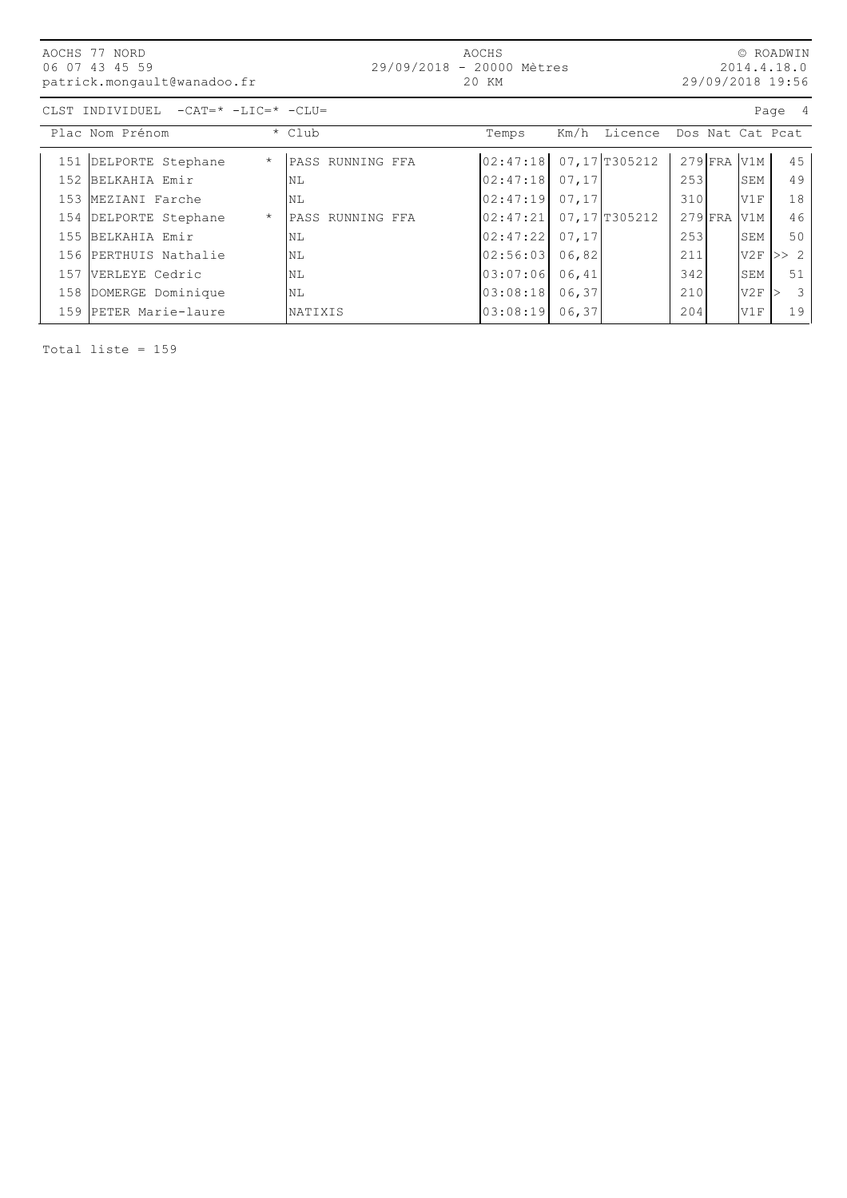AOCHS 77 NORD
06 07 43 45 59
patrick.mongault@wanadoo.fr

AOCHS
29/09/2018 - 20000 Mètres
20 KM

© ROADWIN
2014.4.18.0
29/09/2018 19:56

CLST INDIVIDUEL -CAT=* -LIC=* -CLU=

| Plac | Nom Prénom | * | Club | Temps | Km/h | Licence | Dos | Nat | Cat | Pcat |
|---|---|---|---|---|---|---|---|---|---|---|
| 151 | DELPORTE Stephane | * | PASS RUNNING FFA | 02:47:18 | 07,17 | T305212 | 279 | FRA | V1M | 45 |
| 152 | BELKAHIA Emir | | NL | 02:47:18 | 07,17 | | 253 | | SEM | 49 |
| 153 | MEZIANI Farche | | NL | 02:47:19 | 07,17 | | 310 | | V1F | 18 |
| 154 | DELPORTE Stephane | * | PASS RUNNING FFA | 02:47:21 | 07,17 | T305212 | 279 | FRA | V1M | 46 |
| 155 | BELKAHIA Emir | | NL | 02:47:22 | 07,17 | | 253 | | SEM | 50 |
| 156 | PERTHUIS Nathalie | | NL | 02:56:03 | 06,82 | | 211 | | V2F | >> 2 |
| 157 | VERLEYE Cedric | | NL | 03:07:06 | 06,41 | | 342 | | SEM | 51 |
| 158 | DOMERGE Dominique | | NL | 03:08:18 | 06,37 | | 210 | | V2F | > 3 |
| 159 | PETER Marie-laure | | NATIXIS | 03:08:19 | 06,37 | | 204 | | V1F | 19 |

Total liste = 159